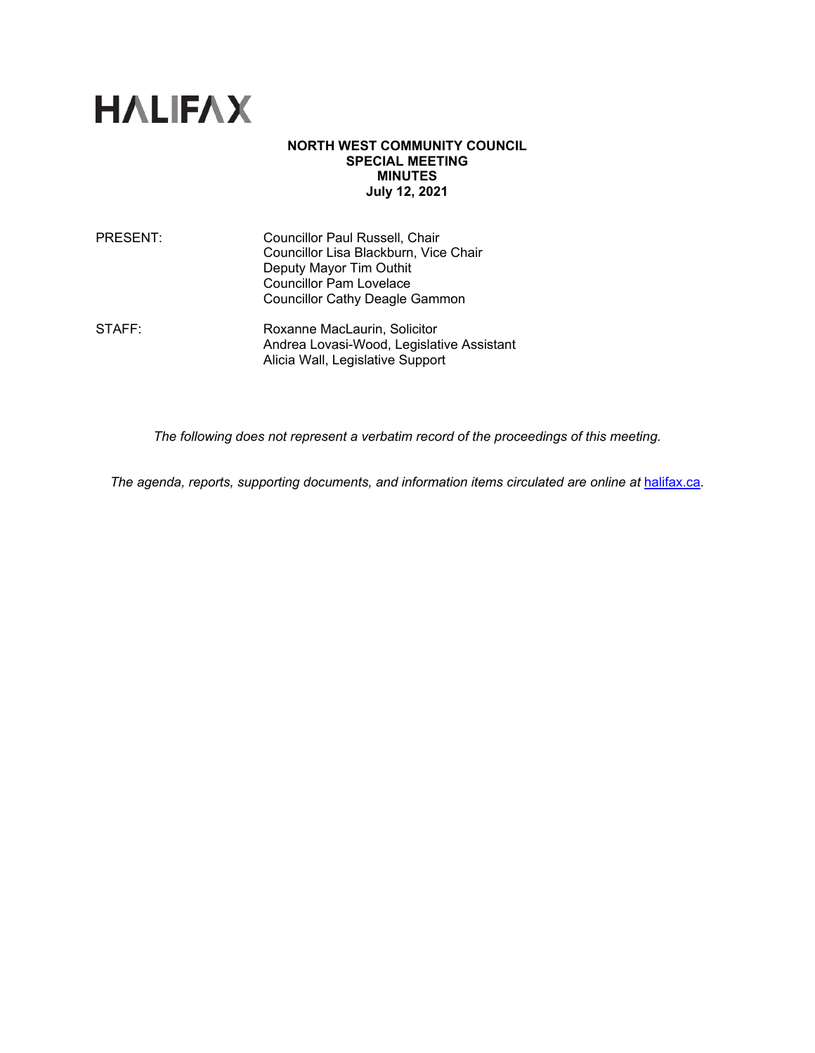# HALIFAX

**NORTH WEST COMMUNITY COUNCIL**
**SPECIAL MEETING**
**MINUTES**
**July 12, 2021**

| | |
|---|---|
| PRESENT: | Councillor Paul Russell, Chair<br>Councillor Lisa Blackburn, Vice Chair<br>Deputy Mayor Tim Outhit<br>Councillor Pam Lovelace<br>Councillor Cathy Deagle Gammon |
| STAFF: | Roxanne MacLaurin, Solicitor<br>Andrea Lovasi-Wood, Legislative Assistant<br>Alicia Wall, Legislative Support |

*The following does not represent a verbatim record of the proceedings of this meeting.*

*The agenda, reports, supporting documents, and information items circulated are online at [halifax.ca](halifax.ca).*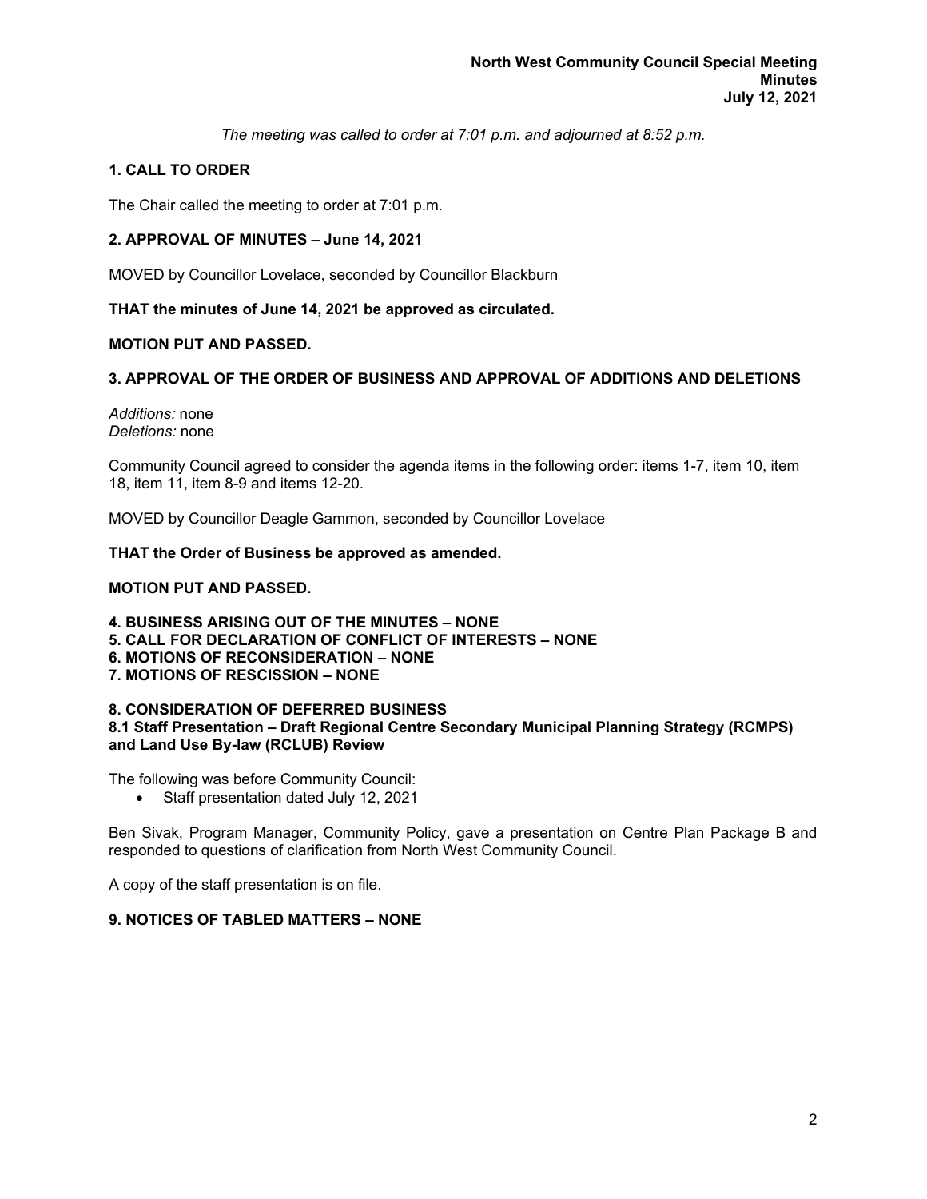*The meeting was called to order at 7:01 p.m. and adjourned at 8:52 p.m.*

## 1. CALL TO ORDER

The Chair called the meeting to order at 7:01 p.m.

## 2. APPROVAL OF MINUTES – June 14, 2021

MOVED by Councillor Lovelace, seconded by Councillor Blackburn

**THAT the minutes of June 14, 2021 be approved as circulated.**

**MOTION PUT AND PASSED.**

## 3. APPROVAL OF THE ORDER OF BUSINESS AND APPROVAL OF ADDITIONS AND DELETIONS

*Additions:* none
*Deletions:* none

Community Council agreed to consider the agenda items in the following order: items 1-7, item 10, item 18, item 11, item 8-9 and items 12-20.

MOVED by Councillor Deagle Gammon, seconded by Councillor Lovelace

**THAT the Order of Business be approved as amended.**

**MOTION PUT AND PASSED.**

## 4. BUSINESS ARISING OUT OF THE MINUTES – NONE
## 5. CALL FOR DECLARATION OF CONFLICT OF INTERESTS – NONE
## 6. MOTIONS OF RECONSIDERATION – NONE
## 7. MOTIONS OF RESCISSION – NONE

## 8. CONSIDERATION OF DEFERRED BUSINESS

### 8.1 Staff Presentation – Draft Regional Centre Secondary Municipal Planning Strategy (RCMPS) and Land Use By-law (RCLUB) Review

The following was before Community Council:

- Staff presentation dated July 12, 2021

Ben Sivak, Program Manager, Community Policy, gave a presentation on Centre Plan Package B and responded to questions of clarification from North West Community Council.

A copy of the staff presentation is on file.

## 9. NOTICES OF TABLED MATTERS – NONE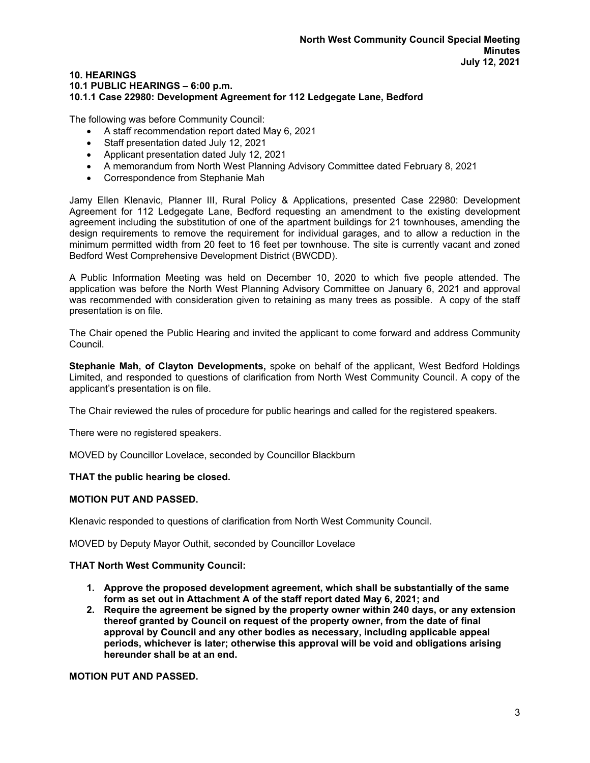### 10. HEARINGS
### 10.1 PUBLIC HEARINGS – 6:00 p.m.
### 10.1.1 Case 22980: Development Agreement for 112 Ledgegate Lane, Bedford

The following was before Community Council:

- A staff recommendation report dated May 6, 2021
- Staff presentation dated July 12, 2021
- Applicant presentation dated July 12, 2021
- A memorandum from North West Planning Advisory Committee dated February 8, 2021
- Correspondence from Stephanie Mah

Jamy Ellen Klenavic, Planner III, Rural Policy & Applications, presented Case 22980: Development Agreement for 112 Ledgegate Lane, Bedford requesting an amendment to the existing development agreement including the substitution of one of the apartment buildings for 21 townhouses, amending the design requirements to remove the requirement for individual garages, and to allow a reduction in the minimum permitted width from 20 feet to 16 feet per townhouse. The site is currently vacant and zoned Bedford West Comprehensive Development District (BWCDD).

A Public Information Meeting was held on December 10, 2020 to which five people attended. The application was before the North West Planning Advisory Committee on January 6, 2021 and approval was recommended with consideration given to retaining as many trees as possible. A copy of the staff presentation is on file.

The Chair opened the Public Hearing and invited the applicant to come forward and address Community Council.

**Stephanie Mah, of Clayton Developments,** spoke on behalf of the applicant, West Bedford Holdings Limited, and responded to questions of clarification from North West Community Council. A copy of the applicant's presentation is on file.

The Chair reviewed the rules of procedure for public hearings and called for the registered speakers.

There were no registered speakers.

MOVED by Councillor Lovelace, seconded by Councillor Blackburn

**THAT the public hearing be closed.**

**MOTION PUT AND PASSED.**

Klenavic responded to questions of clarification from North West Community Council.

MOVED by Deputy Mayor Outhit, seconded by Councillor Lovelace

**THAT North West Community Council:**

1. **Approve the proposed development agreement, which shall be substantially of the same form as set out in Attachment A of the staff report dated May 6, 2021; and**
2. **Require the agreement be signed by the property owner within 240 days, or any extension thereof granted by Council on request of the property owner, from the date of final approval by Council and any other bodies as necessary, including applicable appeal periods, whichever is later; otherwise this approval will be void and obligations arising hereunder shall be at an end.**

**MOTION PUT AND PASSED.**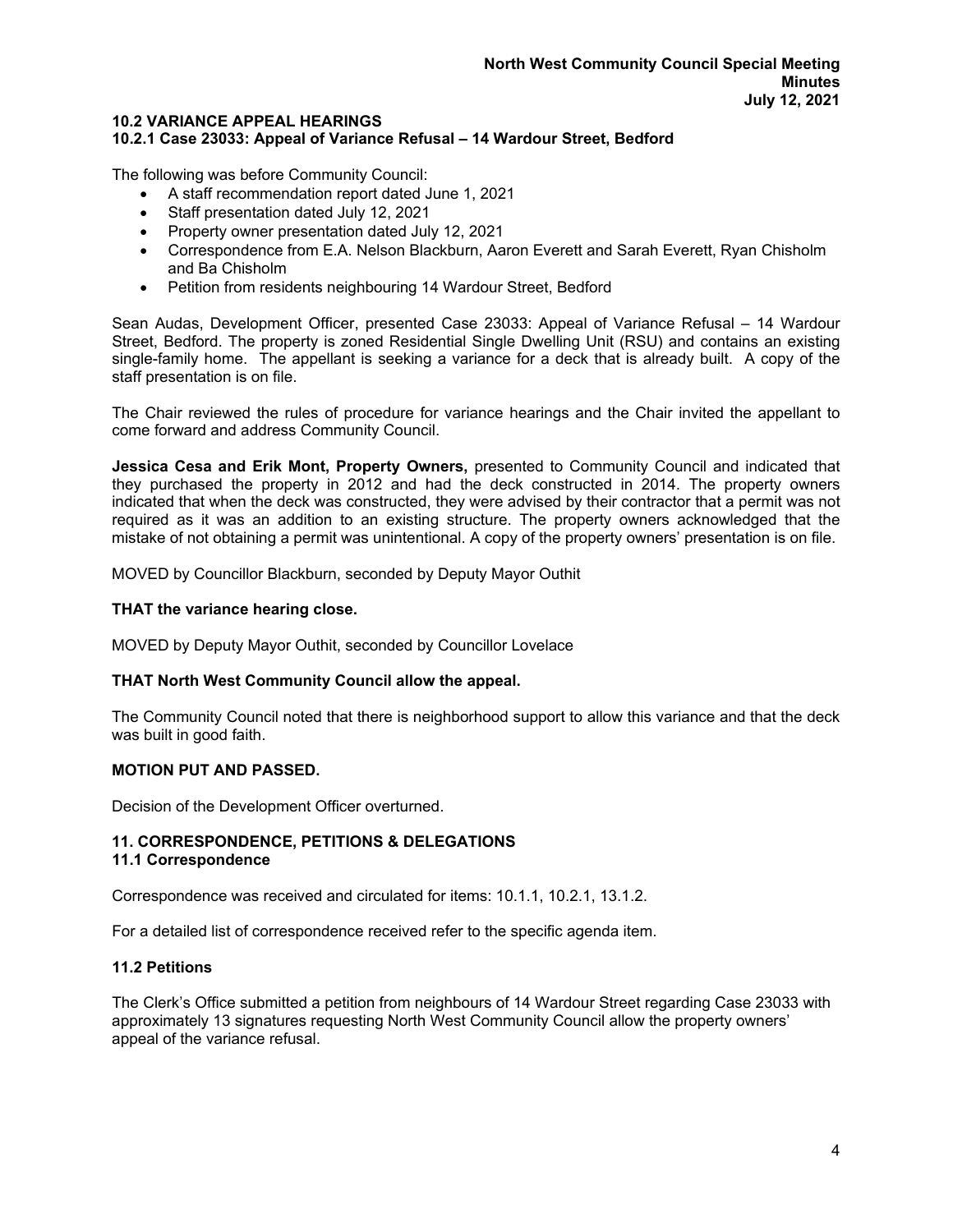### 10.2 VARIANCE APPEAL HEARINGS
#### 10.2.1 Case 23033: Appeal of Variance Refusal – 14 Wardour Street, Bedford

The following was before Community Council:

- A staff recommendation report dated June 1, 2021
- Staff presentation dated July 12, 2021
- Property owner presentation dated July 12, 2021
- Correspondence from E.A. Nelson Blackburn, Aaron Everett and Sarah Everett, Ryan Chisholm and Ba Chisholm
- Petition from residents neighbouring 14 Wardour Street, Bedford

Sean Audas, Development Officer, presented Case 23033: Appeal of Variance Refusal – 14 Wardour Street, Bedford. The property is zoned Residential Single Dwelling Unit (RSU) and contains an existing single-family home. The appellant is seeking a variance for a deck that is already built. A copy of the staff presentation is on file.

The Chair reviewed the rules of procedure for variance hearings and the Chair invited the appellant to come forward and address Community Council.

**Jessica Cesa and Erik Mont, Property Owners,** presented to Community Council and indicated that they purchased the property in 2012 and had the deck constructed in 2014. The property owners indicated that when the deck was constructed, they were advised by their contractor that a permit was not required as it was an addition to an existing structure. The property owners acknowledged that the mistake of not obtaining a permit was unintentional. A copy of the property owners' presentation is on file.

MOVED by Councillor Blackburn, seconded by Deputy Mayor Outhit

**THAT the variance hearing close.**

MOVED by Deputy Mayor Outhit, seconded by Councillor Lovelace

**THAT North West Community Council allow the appeal.**

The Community Council noted that there is neighborhood support to allow this variance and that the deck was built in good faith.

**MOTION PUT AND PASSED.**

Decision of the Development Officer overturned.

## 11. CORRESPONDENCE, PETITIONS & DELEGATIONS
### 11.1 Correspondence

Correspondence was received and circulated for items: 10.1.1, 10.2.1, 13.1.2.

For a detailed list of correspondence received refer to the specific agenda item.

### 11.2 Petitions

The Clerk's Office submitted a petition from neighbours of 14 Wardour Street regarding Case 23033 with approximately 13 signatures requesting North West Community Council allow the property owners' appeal of the variance refusal.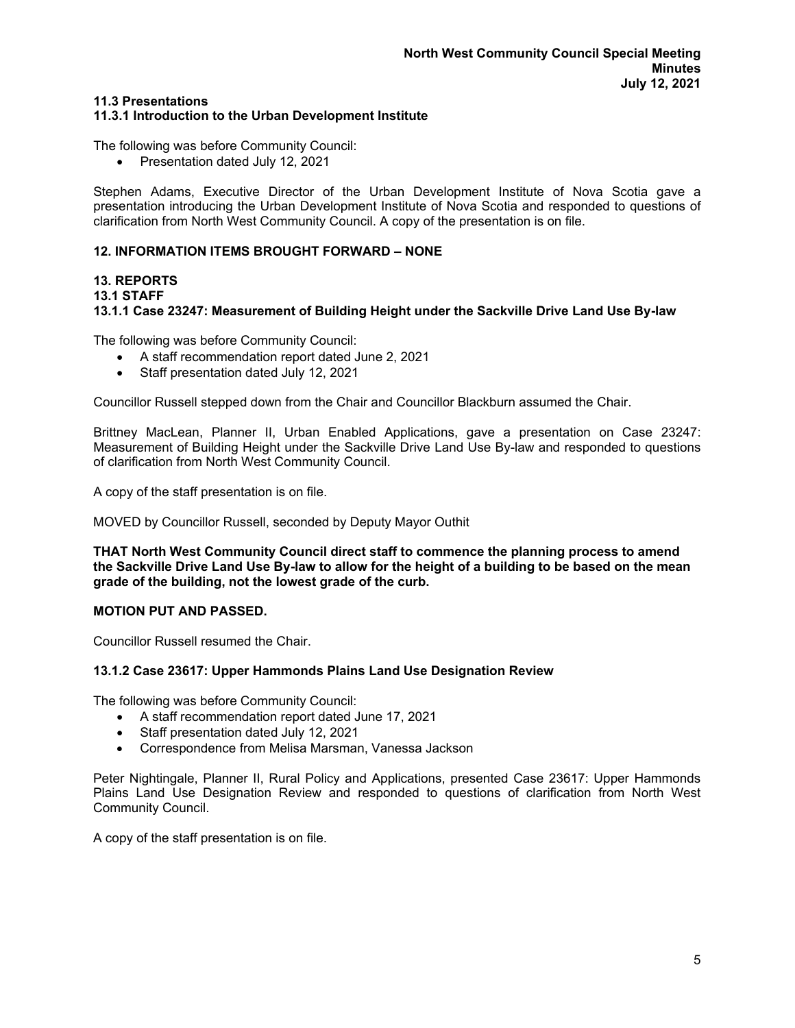### 11.3 Presentations
### 11.3.1 Introduction to the Urban Development Institute

The following was before Community Council:

- Presentation dated July 12, 2021

Stephen Adams, Executive Director of the Urban Development Institute of Nova Scotia gave a presentation introducing the Urban Development Institute of Nova Scotia and responded to questions of clarification from North West Community Council. A copy of the presentation is on file.

## 12. INFORMATION ITEMS BROUGHT FORWARD – NONE

## 13. REPORTS
### 13.1 STAFF
### 13.1.1 Case 23247: Measurement of Building Height under the Sackville Drive Land Use By-law

The following was before Community Council:

- A staff recommendation report dated June 2, 2021
- Staff presentation dated July 12, 2021

Councillor Russell stepped down from the Chair and Councillor Blackburn assumed the Chair.

Brittney MacLean, Planner II, Urban Enabled Applications, gave a presentation on Case 23247: Measurement of Building Height under the Sackville Drive Land Use By-law and responded to questions of clarification from North West Community Council.

A copy of the staff presentation is on file.

MOVED by Councillor Russell, seconded by Deputy Mayor Outhit

**THAT North West Community Council direct staff to commence the planning process to amend the Sackville Drive Land Use By-law to allow for the height of a building to be based on the mean grade of the building, not the lowest grade of the curb.**

**MOTION PUT AND PASSED.**

Councillor Russell resumed the Chair.

### 13.1.2 Case 23617: Upper Hammonds Plains Land Use Designation Review

The following was before Community Council:

- A staff recommendation report dated June 17, 2021
- Staff presentation dated July 12, 2021
- Correspondence from Melisa Marsman, Vanessa Jackson

Peter Nightingale, Planner II, Rural Policy and Applications, presented Case 23617: Upper Hammonds Plains Land Use Designation Review and responded to questions of clarification from North West Community Council.

A copy of the staff presentation is on file.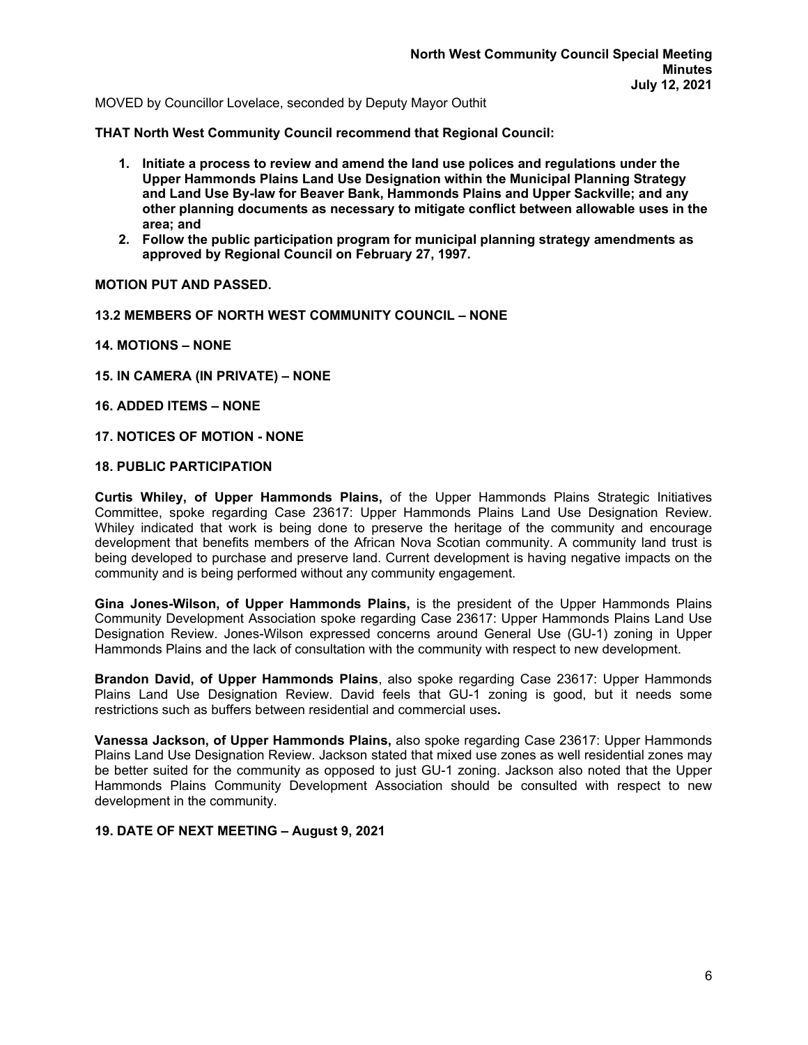MOVED by Councillor Lovelace, seconded by Deputy Mayor Outhit

**THAT North West Community Council recommend that Regional Council:**

1. **Initiate a process to review and amend the land use polices and regulations under the Upper Hammonds Plains Land Use Designation within the Municipal Planning Strategy and Land Use By-law for Beaver Bank, Hammonds Plains and Upper Sackville; and any other planning documents as necessary to mitigate conflict between allowable uses in the area; and**
2. **Follow the public participation program for municipal planning strategy amendments as approved by Regional Council on February 27, 1997.**

**MOTION PUT AND PASSED.**

**13.2 MEMBERS OF NORTH WEST COMMUNITY COUNCIL – NONE**

**14. MOTIONS – NONE**

**15. IN CAMERA (IN PRIVATE) – NONE**

**16. ADDED ITEMS – NONE**

**17. NOTICES OF MOTION - NONE**

**18. PUBLIC PARTICIPATION**

**Curtis Whiley, of Upper Hammonds Plains,** of the Upper Hammonds Plains Strategic Initiatives Committee, spoke regarding Case 23617: Upper Hammonds Plains Land Use Designation Review. Whiley indicated that work is being done to preserve the heritage of the community and encourage development that benefits members of the African Nova Scotian community. A community land trust is being developed to purchase and preserve land. Current development is having negative impacts on the community and is being performed without any community engagement.

**Gina Jones-Wilson, of Upper Hammonds Plains,** is the president of the Upper Hammonds Plains Community Development Association spoke regarding Case 23617: Upper Hammonds Plains Land Use Designation Review. Jones-Wilson expressed concerns around General Use (GU-1) zoning in Upper Hammonds Plains and the lack of consultation with the community with respect to new development.

**Brandon David, of Upper Hammonds Plains**, also spoke regarding Case 23617: Upper Hammonds Plains Land Use Designation Review. David feels that GU-1 zoning is good, but it needs some restrictions such as buffers between residential and commercial uses**.**

**Vanessa Jackson, of Upper Hammonds Plains,** also spoke regarding Case 23617: Upper Hammonds Plains Land Use Designation Review. Jackson stated that mixed use zones as well residential zones may be better suited for the community as opposed to just GU-1 zoning. Jackson also noted that the Upper Hammonds Plains Community Development Association should be consulted with respect to new development in the community.

**19. DATE OF NEXT MEETING – August 9, 2021**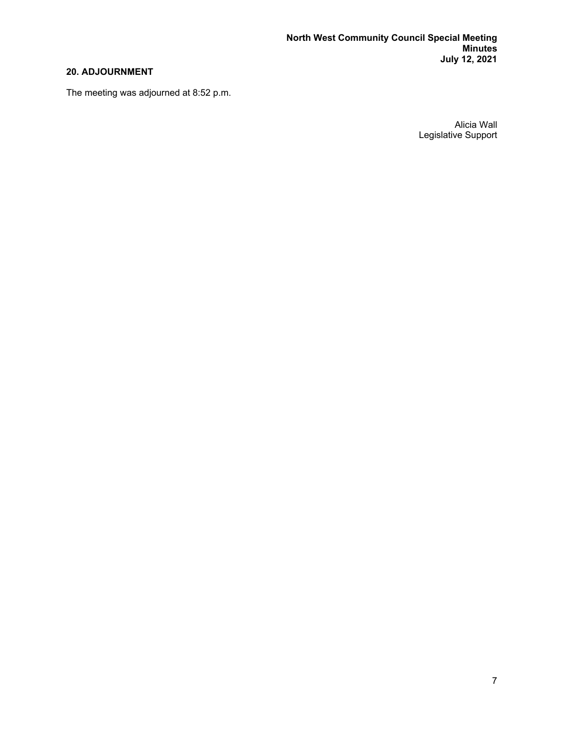## 20. ADJOURNMENT

The meeting was adjourned at 8:52 p.m.

Alicia Wall
Legislative Support